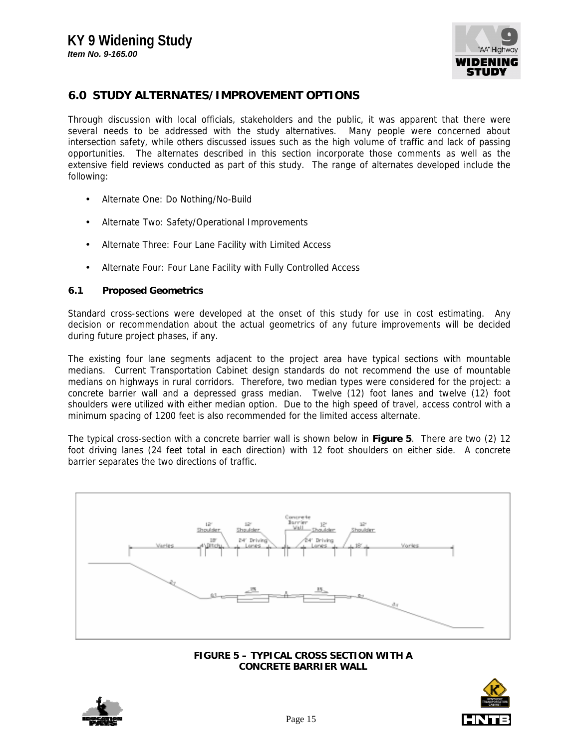## 6.0 STUDY ALTERNATES/IMPROVEMENT OPTIONS

Through discussion with local officials, stakeholders and the public, it was apparent that there were several needs to be addressed with the study alternatives. Many people were concerned about intersection safety, while others discussed issues such as the high volume of traffic and lack of passing opportunities. The alternates described in this section incorporate those comments as well as the extensive field reviews conducted as part of this study. The range of alternates developed include the following:

- Alternate One: Do Nothing/No-Build
- Alternate Two: Safety/Operational Improvements
- Alternate Three: Four Lane Facility with Limited Access
- Alternate Four: Four Lane Facility with Fully Controlled Access

### 6.1 Proposed Geometrics

Standard cross-sections were developed at the onset of this study for use in cost estimating. Any decision or recommendation about the actual geometrics of any future improvements will be decided during future project phases, if any.

The existing four lane segments adjacent to the project area have typical sections with mountable medians. Current Transportation Cabinet design standards do not recommend the use of mountable medians on highways in rural corridors. Therefore, two median types were considered for the project: a concrete barrier wall and a depressed grass median. Twelve (12) foot lanes and twelve (12) foot shoulders were utilized with either median option. Due to the high speed of travel, access control with a minimum spacing of 1200 feet is also recommended for the limited access alternate.

The typical cross-section with a concrete barrier wall is shown below in **Figure 5**. There are two (2) 12 foot driving lanes (24 feet total in each direction) with 12 foot shoulders on either side. A concrete barrier separates the two directions of traffic.

**FIGURE 5 – TYPICAL CROSS SECTION WITH A CONCRETE BARRIER WALL**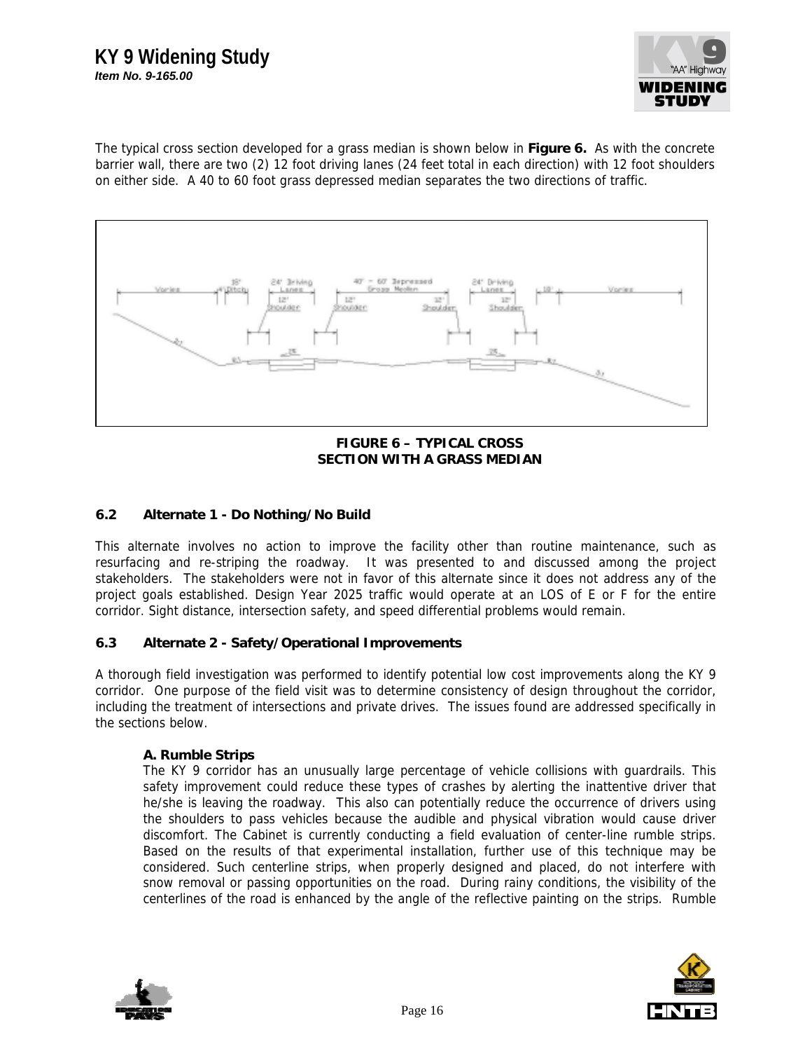The typical cross section developed for a grass median is shown below in **Figure 6.** As with the concrete barrier wall, there are two (2) 12 foot driving lanes (24 feet total in each direction) with 12 foot shoulders on either side. A 40 to 60 foot grass depressed median separates the two directions of traffic.

**FIGURE 6 – TYPICAL CROSS SECTION WITH A GRASS MEDIAN**

### 6.2 Alternate 1 - Do Nothing/No Build

This alternate involves no action to improve the facility other than routine maintenance, such as resurfacing and re-striping the roadway. It was presented to and discussed among the project stakeholders. The stakeholders were not in favor of this alternate since it does not address any of the project goals established. Design Year 2025 traffic would operate at an LOS of E or F for the entire corridor. Sight distance, intersection safety, and speed differential problems would remain.

### 6.3 Alternate 2 - Safety/Operational Improvements

A thorough field investigation was performed to identify potential low cost improvements along the KY 9 corridor. One purpose of the field visit was to determine consistency of design throughout the corridor, including the treatment of intersections and private drives. The issues found are addressed specifically in the sections below.

#### A. Rumble Strips

The KY 9 corridor has an unusually large percentage of vehicle collisions with guardrails. This safety improvement could reduce these types of crashes by alerting the inattentive driver that he/she is leaving the roadway. This also can potentially reduce the occurrence of drivers using the shoulders to pass vehicles because the audible and physical vibration would cause driver discomfort. The Cabinet is currently conducting a field evaluation of center-line rumble strips. Based on the results of that experimental installation, further use of this technique may be considered. Such centerline strips, when properly designed and placed, do not interfere with snow removal or passing opportunities on the road. During rainy conditions, the visibility of the centerlines of the road is enhanced by the angle of the reflective painting on the strips. Rumble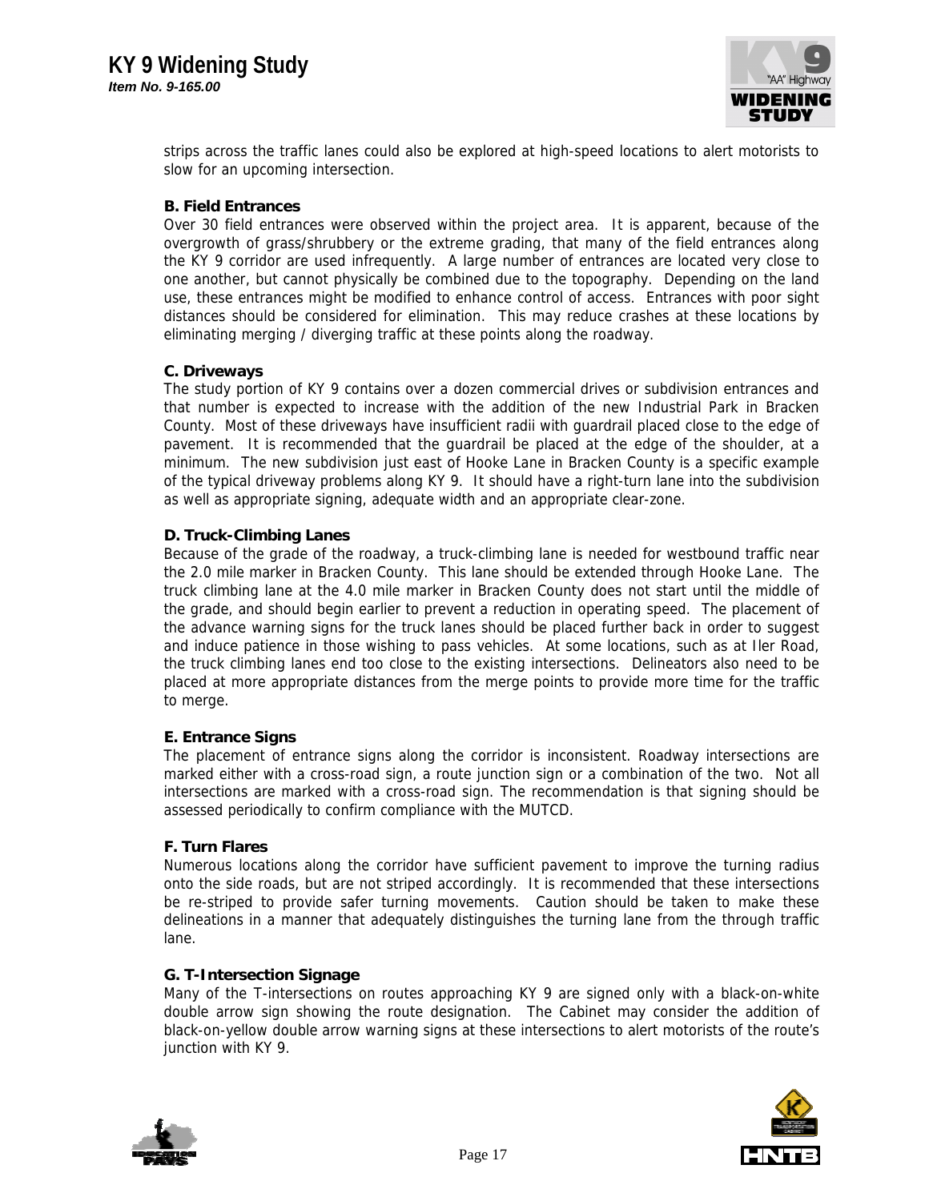strips across the traffic lanes could also be explored at high-speed locations to alert motorists to slow for an upcoming intersection.

**B. Field Entrances**

Over 30 field entrances were observed within the project area. It is apparent, because of the overgrowth of grass/shrubbery or the extreme grading, that many of the field entrances along the KY 9 corridor are used infrequently. A large number of entrances are located very close to one another, but cannot physically be combined due to the topography. Depending on the land use, these entrances might be modified to enhance control of access. Entrances with poor sight distances should be considered for elimination. This may reduce crashes at these locations by eliminating merging / diverging traffic at these points along the roadway.

**C. Driveways**

The study portion of KY 9 contains over a dozen commercial drives or subdivision entrances and that number is expected to increase with the addition of the new Industrial Park in Bracken County. Most of these driveways have insufficient radii with guardrail placed close to the edge of pavement. It is recommended that the guardrail be placed at the edge of the shoulder, at a minimum. The new subdivision just east of Hooke Lane in Bracken County is a specific example of the typical driveway problems along KY 9. It should have a right-turn lane into the subdivision as well as appropriate signing, adequate width and an appropriate clear-zone.

**D. Truck-Climbing Lanes**

Because of the grade of the roadway, a truck-climbing lane is needed for westbound traffic near the 2.0 mile marker in Bracken County. This lane should be extended through Hooke Lane. The truck climbing lane at the 4.0 mile marker in Bracken County does not start until the middle of the grade, and should begin earlier to prevent a reduction in operating speed. The placement of the advance warning signs for the truck lanes should be placed further back in order to suggest and induce patience in those wishing to pass vehicles. At some locations, such as at Iler Road, the truck climbing lanes end too close to the existing intersections. Delineators also need to be placed at more appropriate distances from the merge points to provide more time for the traffic to merge.

**E. Entrance Signs**

The placement of entrance signs along the corridor is inconsistent. Roadway intersections are marked either with a cross-road sign, a route junction sign or a combination of the two. Not all intersections are marked with a cross-road sign. The recommendation is that signing should be assessed periodically to confirm compliance with the MUTCD.

**F. Turn Flares**

Numerous locations along the corridor have sufficient pavement to improve the turning radius onto the side roads, but are not striped accordingly. It is recommended that these intersections be re-striped to provide safer turning movements. Caution should be taken to make these delineations in a manner that adequately distinguishes the turning lane from the through traffic lane.

**G. T-Intersection Signage**

Many of the T-intersections on routes approaching KY 9 are signed only with a black-on-white double arrow sign showing the route designation. The Cabinet may consider the addition of black-on-yellow double arrow warning signs at these intersections to alert motorists of the route's junction with KY 9.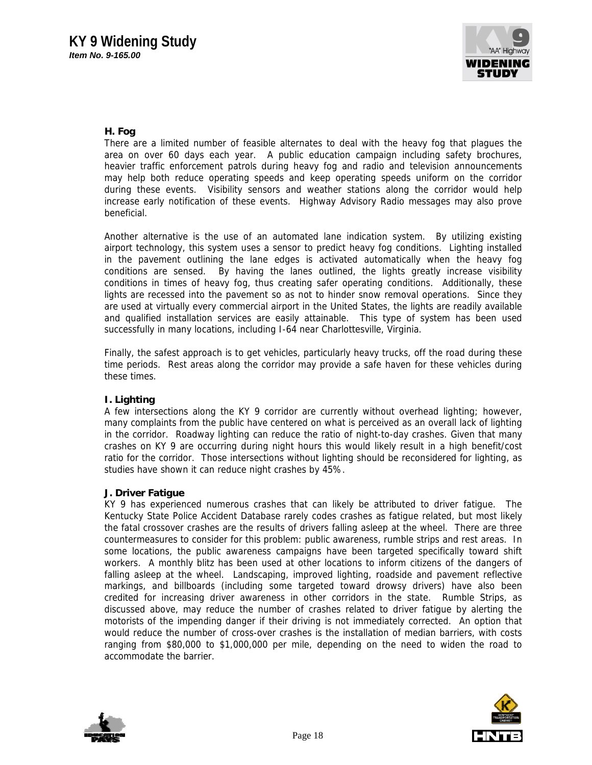### H. Fog

There are a limited number of feasible alternates to deal with the heavy fog that plagues the area on over 60 days each year. A public education campaign including safety brochures, heavier traffic enforcement patrols during heavy fog and radio and television announcements may help both reduce operating speeds and keep operating speeds uniform on the corridor during these events. Visibility sensors and weather stations along the corridor would help increase early notification of these events. Highway Advisory Radio messages may also prove beneficial.

Another alternative is the use of an automated lane indication system. By utilizing existing airport technology, this system uses a sensor to predict heavy fog conditions. Lighting installed in the pavement outlining the lane edges is activated automatically when the heavy fog conditions are sensed. By having the lanes outlined, the lights greatly increase visibility conditions in times of heavy fog, thus creating safer operating conditions. Additionally, these lights are recessed into the pavement so as not to hinder snow removal operations. Since they are used at virtually every commercial airport in the United States, the lights are readily available and qualified installation services are easily attainable. This type of system has been used successfully in many locations, including I-64 near Charlottesville, Virginia.

Finally, the safest approach is to get vehicles, particularly heavy trucks, off the road during these time periods. Rest areas along the corridor may provide a safe haven for these vehicles during these times.

### I. Lighting

A few intersections along the KY 9 corridor are currently without overhead lighting; however, many complaints from the public have centered on what is perceived as an overall lack of lighting in the corridor. Roadway lighting can reduce the ratio of night-to-day crashes. Given that many crashes on KY 9 are occurring during night hours this would likely result in a high benefit/cost ratio for the corridor. Those intersections without lighting should be reconsidered for lighting, as studies have shown it can reduce night crashes by 45%.

### J. Driver Fatigue

KY 9 has experienced numerous crashes that can likely be attributed to driver fatigue. The Kentucky State Police Accident Database rarely codes crashes as fatigue related, but most likely the fatal crossover crashes are the results of drivers falling asleep at the wheel. There are three countermeasures to consider for this problem: public awareness, rumble strips and rest areas. In some locations, the public awareness campaigns have been targeted specifically toward shift workers. A monthly blitz has been used at other locations to inform citizens of the dangers of falling asleep at the wheel. Landscaping, improved lighting, roadside and pavement reflective markings, and billboards (including some targeted toward drowsy drivers) have also been credited for increasing driver awareness in other corridors in the state. Rumble Strips, as discussed above, may reduce the number of crashes related to driver fatigue by alerting the motorists of the impending danger if their driving is not immediately corrected. An option that would reduce the number of cross-over crashes is the installation of median barriers, with costs ranging from $80,000 to $1,000,000 per mile, depending on the need to widen the road to accommodate the barrier.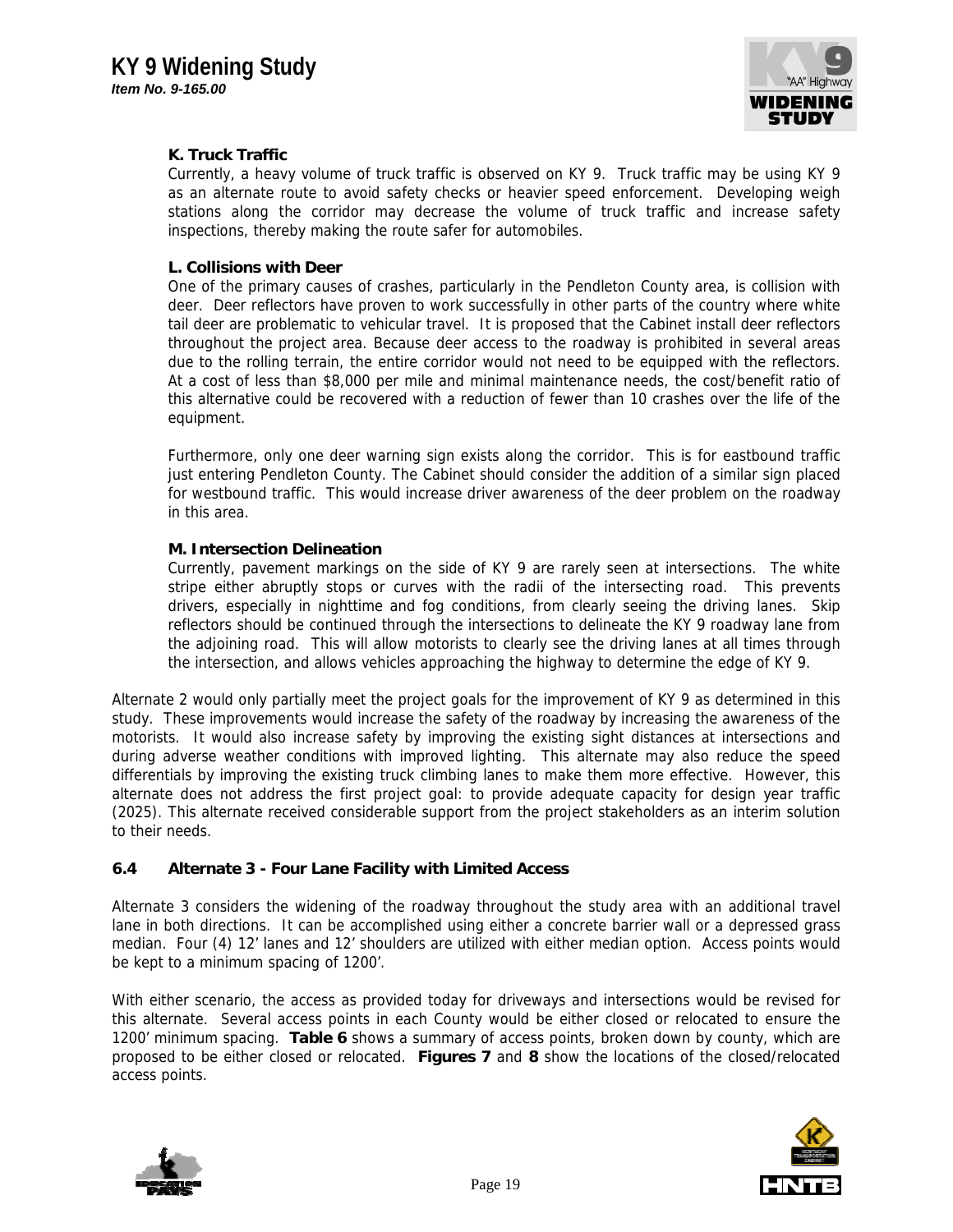**K. Truck Traffic**

Currently, a heavy volume of truck traffic is observed on KY 9. Truck traffic may be using KY 9 as an alternate route to avoid safety checks or heavier speed enforcement. Developing weigh stations along the corridor may decrease the volume of truck traffic and increase safety inspections, thereby making the route safer for automobiles.

**L. Collisions with Deer**

One of the primary causes of crashes, particularly in the Pendleton County area, is collision with deer. Deer reflectors have proven to work successfully in other parts of the country where white tail deer are problematic to vehicular travel. It is proposed that the Cabinet install deer reflectors throughout the project area. Because deer access to the roadway is prohibited in several areas due to the rolling terrain, the entire corridor would not need to be equipped with the reflectors. At a cost of less than $8,000 per mile and minimal maintenance needs, the cost/benefit ratio of this alternative could be recovered with a reduction of fewer than 10 crashes over the life of the equipment.

Furthermore, only one deer warning sign exists along the corridor. This is for eastbound traffic just entering Pendleton County. The Cabinet should consider the addition of a similar sign placed for westbound traffic. This would increase driver awareness of the deer problem on the roadway in this area.

**M. Intersection Delineation**

Currently, pavement markings on the side of KY 9 are rarely seen at intersections. The white stripe either abruptly stops or curves with the radii of the intersecting road. This prevents drivers, especially in nighttime and fog conditions, from clearly seeing the driving lanes. Skip reflectors should be continued through the intersections to delineate the KY 9 roadway lane from the adjoining road. This will allow motorists to clearly see the driving lanes at all times through the intersection, and allows vehicles approaching the highway to determine the edge of KY 9.

Alternate 2 would only partially meet the project goals for the improvement of KY 9 as determined in this study. These improvements would increase the safety of the roadway by increasing the awareness of the motorists. It would also increase safety by improving the existing sight distances at intersections and during adverse weather conditions with improved lighting. This alternate may also reduce the speed differentials by improving the existing truck climbing lanes to make them more effective. However, this alternate does not address the first project goal: to provide adequate capacity for design year traffic (2025). This alternate received considerable support from the project stakeholders as an interim solution to their needs.

### 6.4 Alternate 3 - Four Lane Facility with Limited Access

Alternate 3 considers the widening of the roadway throughout the study area with an additional travel lane in both directions. It can be accomplished using either a concrete barrier wall or a depressed grass median. Four (4) 12' lanes and 12' shoulders are utilized with either median option. Access points would be kept to a minimum spacing of 1200'.

With either scenario, the access as provided today for driveways and intersections would be revised for this alternate. Several access points in each County would be either closed or relocated to ensure the 1200' minimum spacing. **Table 6** shows a summary of access points, broken down by county, which are proposed to be either closed or relocated. **Figures 7** and **8** show the locations of the closed/relocated access points.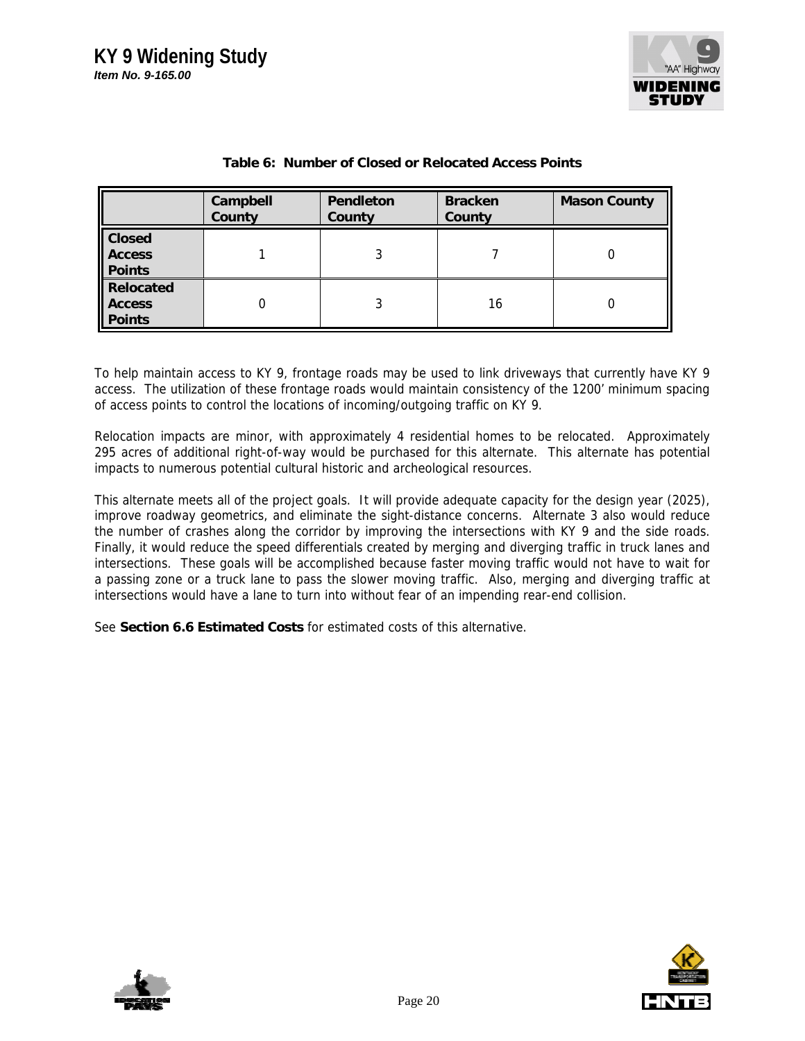**Table 6: Number of Closed or Relocated Access Points**

| | Campbell County | Pendleton County | Bracken County | Mason County |
|---|---|---|---|---|
| **Closed Access Points** | 1 | 3 | 7 | 0 |
| **Relocated Access Points** | 0 | 3 | 16 | 0 |

To help maintain access to KY 9, frontage roads may be used to link driveways that currently have KY 9 access. The utilization of these frontage roads would maintain consistency of the 1200' minimum spacing of access points to control the locations of incoming/outgoing traffic on KY 9.

Relocation impacts are minor, with approximately 4 residential homes to be relocated. Approximately 295 acres of additional right-of-way would be purchased for this alternate. This alternate has potential impacts to numerous potential cultural historic and archeological resources.

This alternate meets all of the project goals. It will provide adequate capacity for the design year (2025), improve roadway geometrics, and eliminate the sight-distance concerns. Alternate 3 also would reduce the number of crashes along the corridor by improving the intersections with KY 9 and the side roads. Finally, it would reduce the speed differentials created by merging and diverging traffic in truck lanes and intersections. These goals will be accomplished because faster moving traffic would not have to wait for a passing zone or a truck lane to pass the slower moving traffic. Also, merging and diverging traffic at intersections would have a lane to turn into without fear of an impending rear-end collision.

See **Section 6.6 Estimated Costs** for estimated costs of this alternative.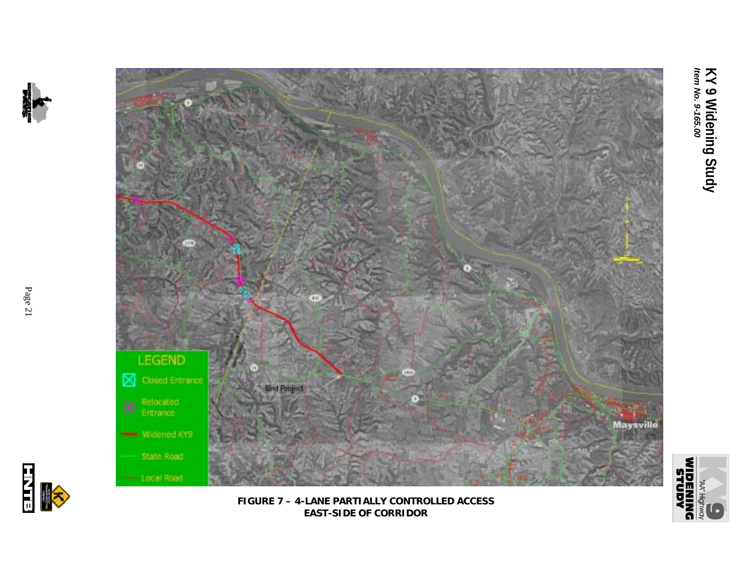LEGEND

- Closed Entrance
- Relocated Entrance
- Widened KY9
- State Road
- Local Road

End Project

Maysville

**FIGURE 7 – 4-LANE PARTIALLY CONTROLLED ACCESS EAST-SIDE OF CORRIDOR**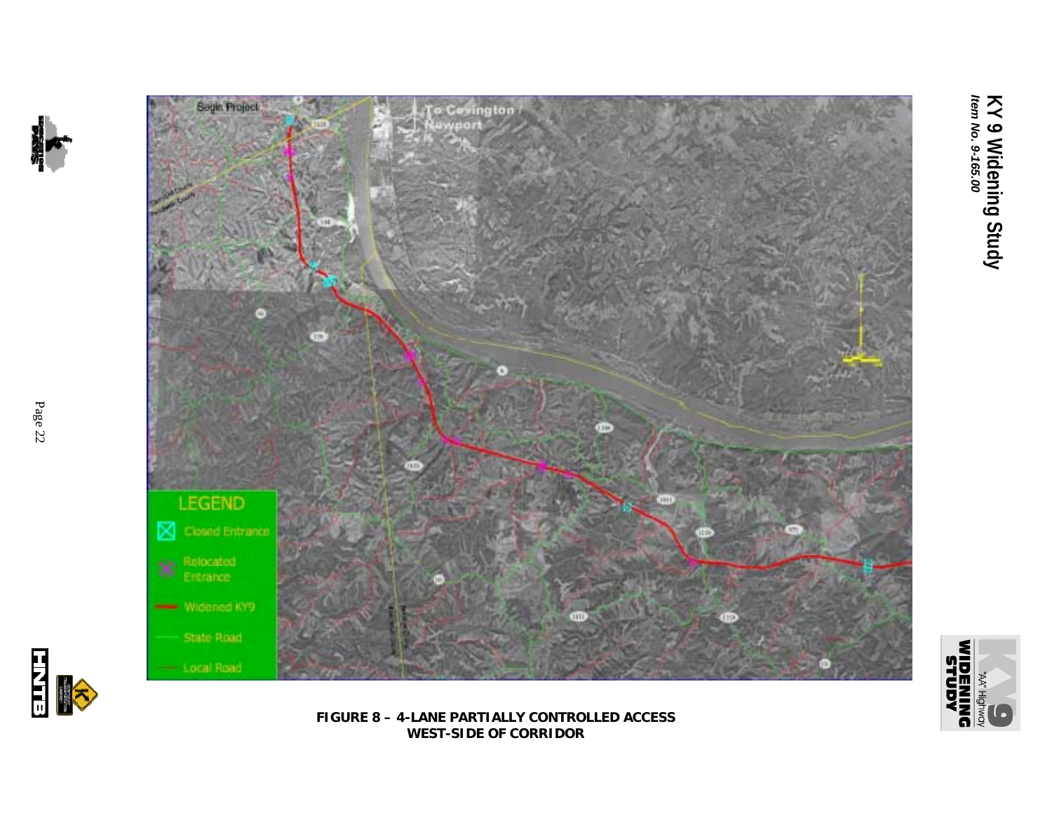LEGEND

- Closed Entrance
- Relocated Entrance
- Widened KY9
- State Road
- Local Road

Begin Project

To Covington / Newport

**FIGURE 8 – 4-LANE PARTIALLY CONTROLLED ACCESS**
**WEST-SIDE OF CORRIDOR**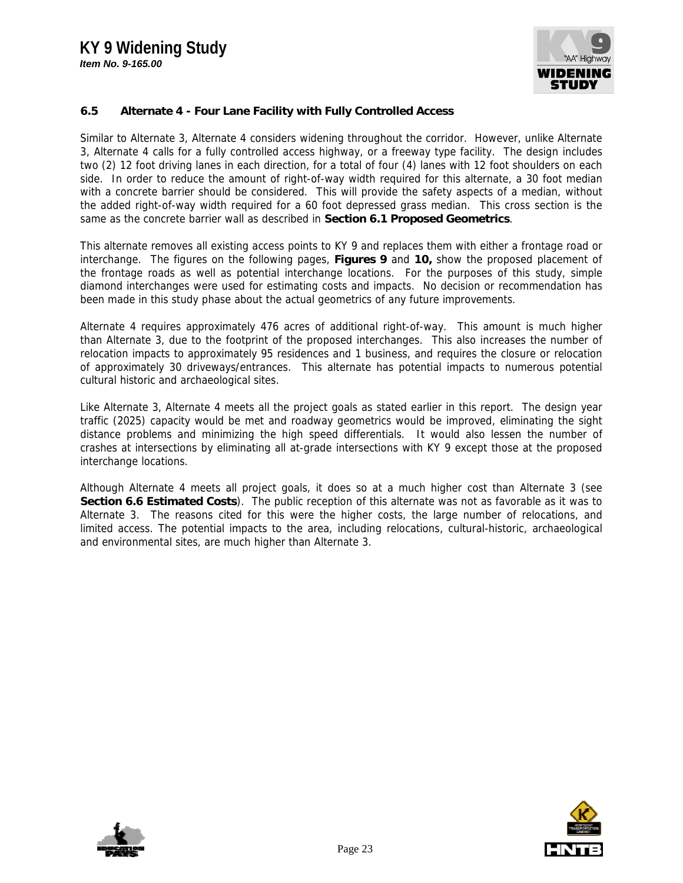### 6.5 Alternate 4 - Four Lane Facility with Fully Controlled Access

Similar to Alternate 3, Alternate 4 considers widening throughout the corridor. However, unlike Alternate 3, Alternate 4 calls for a fully controlled access highway, or a freeway type facility. The design includes two (2) 12 foot driving lanes in each direction, for a total of four (4) lanes with 12 foot shoulders on each side. In order to reduce the amount of right-of-way width required for this alternate, a 30 foot median with a concrete barrier should be considered. This will provide the safety aspects of a median, without the added right-of-way width required for a 60 foot depressed grass median. This cross section is the same as the concrete barrier wall as described in **Section 6.1 Proposed Geometrics**.

This alternate removes all existing access points to KY 9 and replaces them with either a frontage road or interchange. The figures on the following pages, **Figures 9** and **10,** show the proposed placement of the frontage roads as well as potential interchange locations. For the purposes of this study, simple diamond interchanges were used for estimating costs and impacts. No decision or recommendation has been made in this study phase about the actual geometrics of any future improvements.

Alternate 4 requires approximately 476 acres of additional right-of-way. This amount is much higher than Alternate 3, due to the footprint of the proposed interchanges. This also increases the number of relocation impacts to approximately 95 residences and 1 business, and requires the closure or relocation of approximately 30 driveways/entrances. This alternate has potential impacts to numerous potential cultural historic and archaeological sites.

Like Alternate 3, Alternate 4 meets all the project goals as stated earlier in this report. The design year traffic (2025) capacity would be met and roadway geometrics would be improved, eliminating the sight distance problems and minimizing the high speed differentials. It would also lessen the number of crashes at intersections by eliminating all at-grade intersections with KY 9 except those at the proposed interchange locations.

Although Alternate 4 meets all project goals, it does so at a much higher cost than Alternate 3 (see **Section 6.6 Estimated Costs**). The public reception of this alternate was not as favorable as it was to Alternate 3. The reasons cited for this were the higher costs, the large number of relocations, and limited access. The potential impacts to the area, including relocations, cultural-historic, archaeological and environmental sites, are much higher than Alternate 3.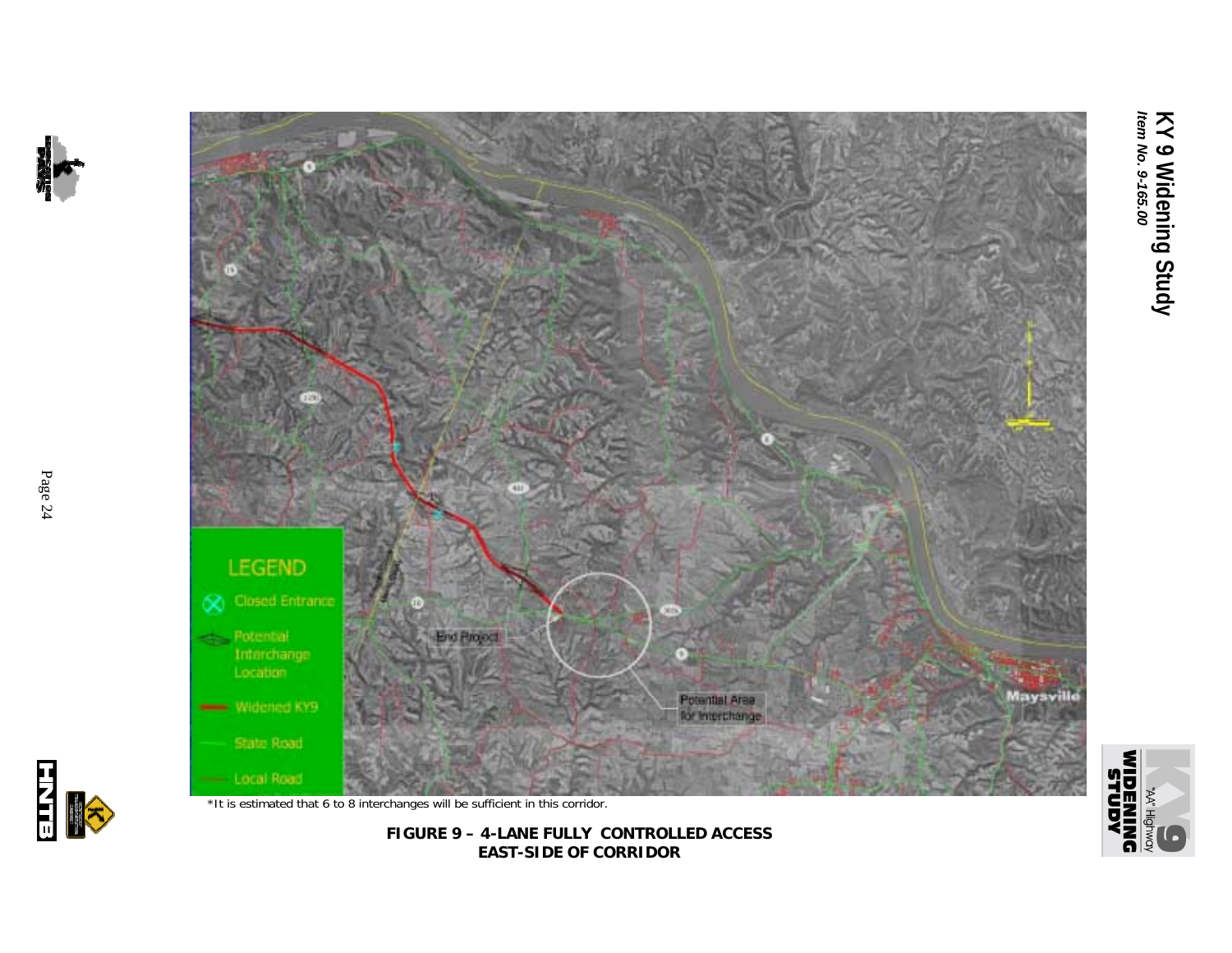LEGEND

Closed Entrance

Potential Interchange Location

Widened KY9

State Road

Local Road

End Project

Potential Area for Interchange

Maysville

*It is estimated that 6 to 8 interchanges will be sufficient in this corridor.

**FIGURE 9 – 4-LANE FULLY CONTROLLED ACCESS EAST-SIDE OF CORRIDOR**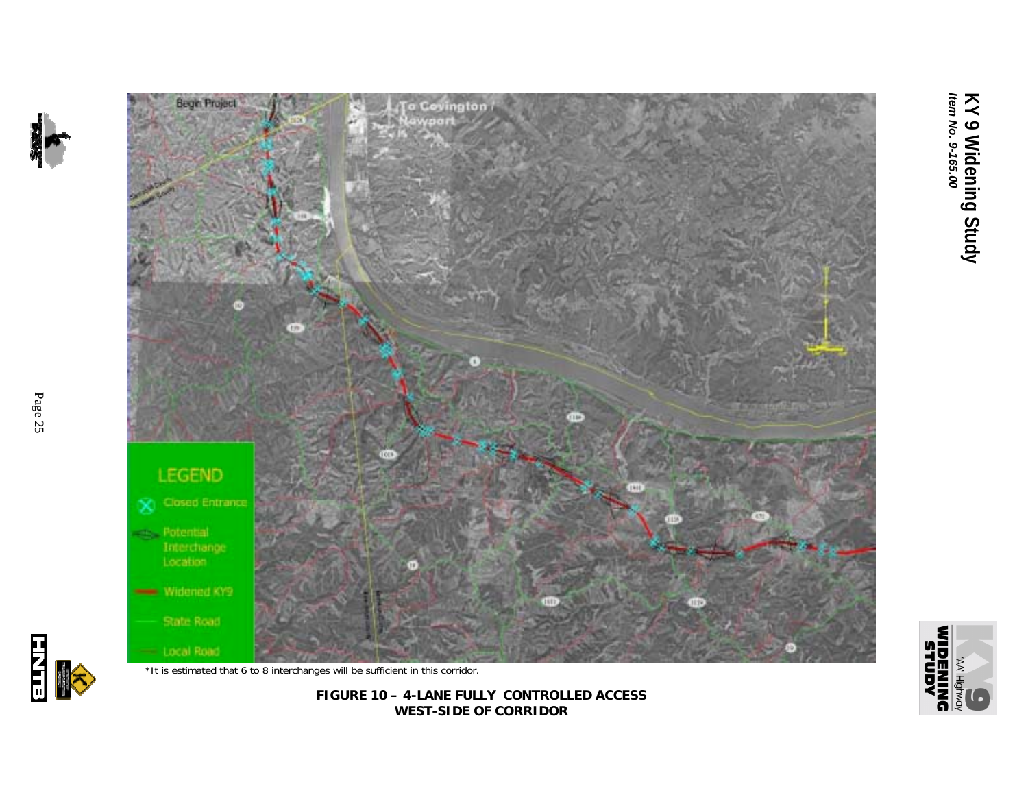*It is estimated that 6 to 8 interchanges will be sufficient in this corridor.

**FIGURE 10 – 4-LANE FULLY CONTROLLED ACCESS WEST-SIDE OF CORRIDOR**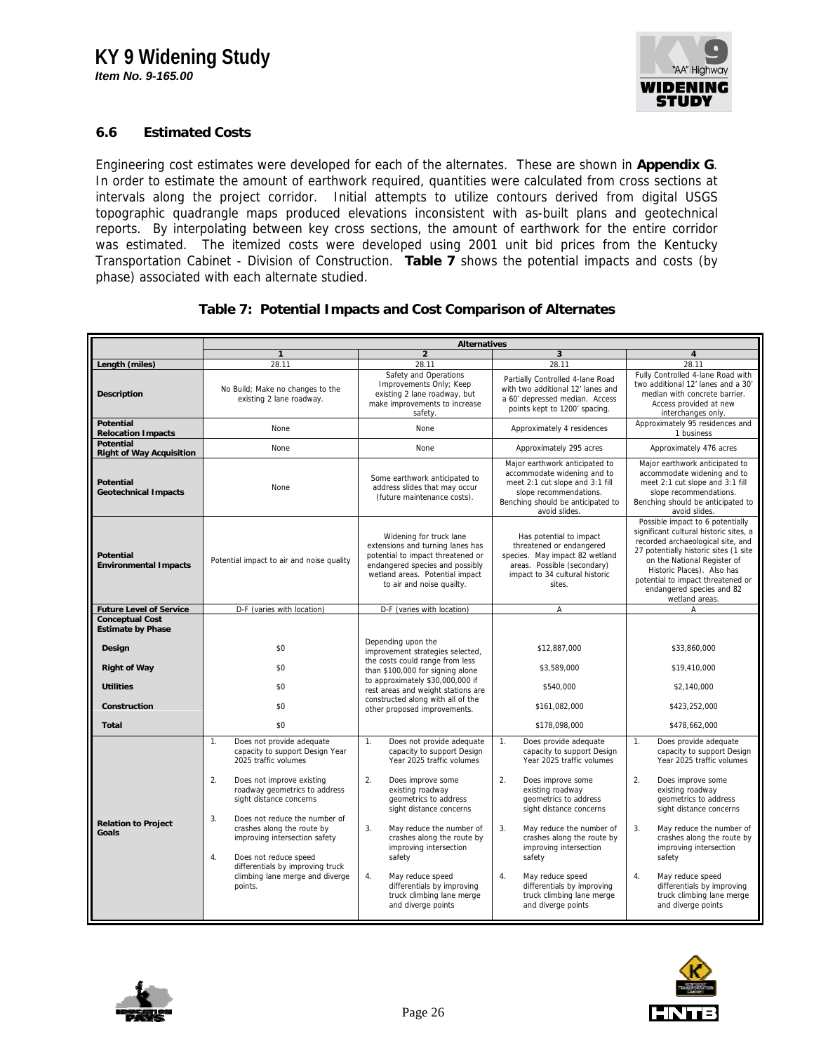### 6.6 Estimated Costs

Engineering cost estimates were developed for each of the alternates. These are shown in **Appendix G**. In order to estimate the amount of earthwork required, quantities were calculated from cross sections at intervals along the project corridor. Initial attempts to utilize contours derived from digital USGS topographic quadrangle maps produced elevations inconsistent with as-built plans and geotechnical reports. By interpolating between key cross sections, the amount of earthwork for the entire corridor was estimated. The itemized costs were developed using 2001 unit bid prices from the Kentucky Transportation Cabinet - Division of Construction. **Table 7** shows the potential impacts and costs (by phase) associated with each alternate studied.

**Table 7: Potential Impacts and Cost Comparison of Alternates**

| | Alternatives | | | |
|---|---|---|---|---|
| | 1 | 2 | 3 | 4 |
| **Length (miles)** | 28.11 | 28.11 | 28.11 | 28.11 |
| **Description** | No Build; Make no changes to the existing 2 lane roadway. | Safety and Operations Improvements Only; Keep existing 2 lane roadway, but make improvements to increase safety. | Partially Controlled 4-lane Road with two additional 12' lanes and a 60' depressed median. Access points kept to 1200' spacing. | Fully Controlled 4-lane Road with two additional 12' lanes and a 30' median with concrete barrier. Access provided at new interchanges only. |
| **Potential Relocation Impacts** | None | None | Approximately 4 residences | Approximately 95 residences and 1 business |
| **Potential Right of Way Acquisition** | None | None | Approximately 295 acres | Approximately 476 acres |
| **Potential Geotechnical Impacts** | None | Some earthwork anticipated to address slides that may occur (future maintenance costs). | Major earthwork anticipated to accommodate widening and to meet 2:1 cut slope and 3:1 fill slope recommendations. Benching should be anticipated to avoid slides. | Major earthwork anticipated to accommodate widening and to meet 2:1 cut slope and 3:1 fill slope recommendations. Benching should be anticipated to avoid slides. |
| **Potential Environmental Impacts** | Potential impact to air and noise quality | Widening for truck lane extensions and turning lanes has potential to impact threatened or endangered species and possibly wetland areas. Potential impact to air and noise quailty. | Has potential to impact threatened or endangered species. May impact 82 wetland areas. Possible (secondary) impact to 34 cultural historic sites. | Possible impact to 6 potentially significant cultural historic sites, a recorded archaeological site, and 27 potentially historic sites (1 site on the National Register of Historic Places). Also has potential to impact threatened or endangered species and 82 wetland areas. |
| **Future Level of Service** | D-F (varies with location) | D-F (varies with location) | A | A |
| **Conceptual Cost Estimate by Phase** | | | | |
| **Design** | $0 | Depending upon the improvement strategies selected, the costs could range from less than $100,000 for signing alone to approximately $30,000,000 if rest areas and weight stations are constructed along with all of the other proposed improvements. | $12,887,000 | $33,860,000 |
| **Right of Way** | $0 | | $3,589,000 | $19,410,000 |
| **Utilities** | $0 | | $540,000 | $2,140,000 |
| **Construction** | $0 | | $161,082,000 | $423,252,000 |
| **Total** | $0 | | $178,098,000 | $478,662,000 |
| **Relation to Project Goals** | 1. Does not provide adequate capacity to support Design Year 2025 traffic volumes<br>2. Does not improve existing roadway geometrics to address sight distance concerns<br>3. Does not reduce the number of crashes along the route by improving intersection safety<br>4. Does not reduce speed differentials by improving truck climbing lane merge and diverge points. | 1. Does not provide adequate capacity to support Design Year 2025 traffic volumes<br>2. Does improve some existing roadway geometrics to address sight distance concerns<br>3. May reduce the number of crashes along the route by improving intersection safety<br>4. May reduce speed differentials by improving truck climbing lane merge and diverge points | 1. Does provide adequate capacity to support Design Year 2025 traffic volumes<br>2. Does improve some existing roadway geometrics to address sight distance concerns<br>3. May reduce the number of crashes along the route by improving intersection safety<br>4. May reduce speed differentials by improving truck climbing lane merge and diverge points | 1. Does provide adequate capacity to support Design Year 2025 traffic volumes<br>2. Does improve some existing roadway geometrics to address sight distance concerns<br>3. May reduce the number of crashes along the route by improving intersection safety<br>4. May reduce speed differentials by improving truck climbing lane merge and diverge points |